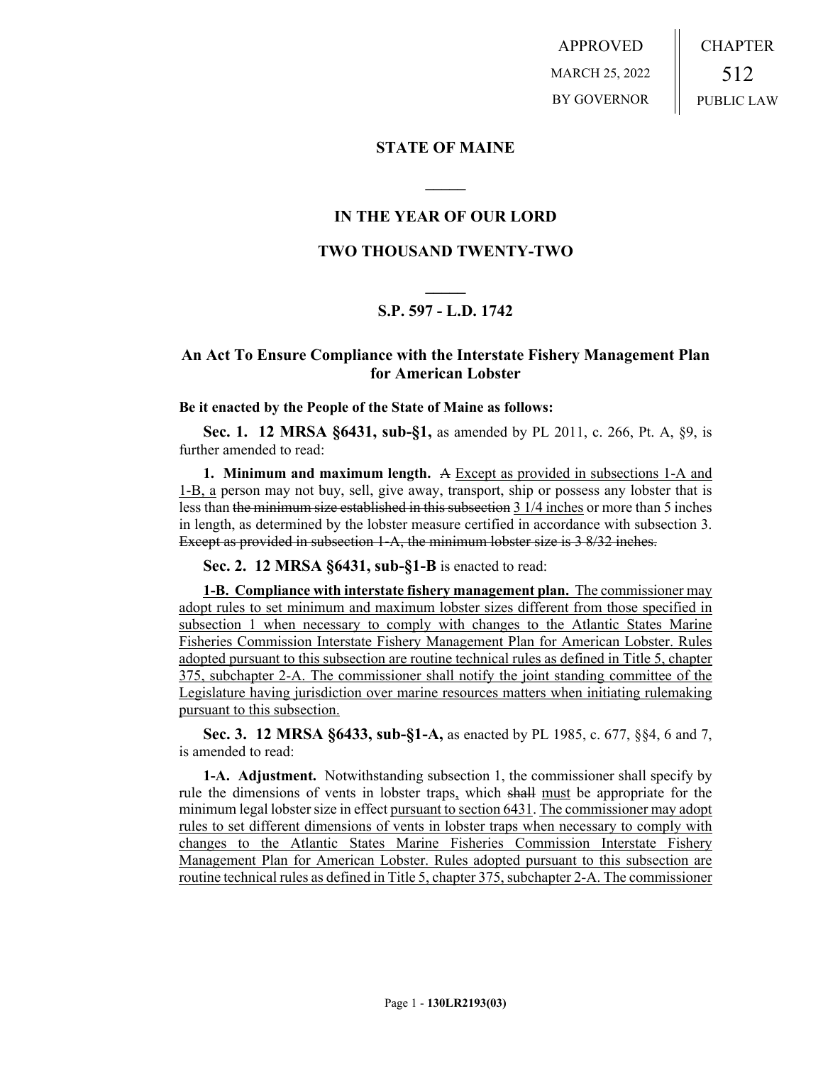APPROVED
MARCH 25, 2022
BY GOVERNOR

CHAPTER
512
PUBLIC LAW

## STATE OF MAINE

## IN THE YEAR OF OUR LORD

## TWO THOUSAND TWENTY-TWO

## S.P. 597 - L.D. 1742

### An Act To Ensure Compliance with the Interstate Fishery Management Plan for American Lobster

**Be it enacted by the People of the State of Maine as follows:**

**Sec. 1. 12 MRSA §6431, sub-§1,** as amended by PL 2011, c. 266, Pt. A, §9, is further amended to read:

**1. Minimum and maximum length.** ~~A~~ Except as provided in subsections 1-A and 1-B, a person may not buy, sell, give away, transport, ship or possess any lobster that is less than ~~the minimum size established in this subsection~~ 3 1/4 inches or more than 5 inches in length, as determined by the lobster measure certified in accordance with subsection 3. ~~Except as provided in subsection 1-A, the minimum lobster size is 3 8/32 inches.~~

**Sec. 2. 12 MRSA §6431, sub-§1-B** is enacted to read:

**1-B. Compliance with interstate fishery management plan.** The commissioner may adopt rules to set minimum and maximum lobster sizes different from those specified in subsection 1 when necessary to comply with changes to the Atlantic States Marine Fisheries Commission Interstate Fishery Management Plan for American Lobster. Rules adopted pursuant to this subsection are routine technical rules as defined in Title 5, chapter 375, subchapter 2-A. The commissioner shall notify the joint standing committee of the Legislature having jurisdiction over marine resources matters when initiating rulemaking pursuant to this subsection.

**Sec. 3. 12 MRSA §6433, sub-§1-A,** as enacted by PL 1985, c. 677, §§4, 6 and 7, is amended to read:

**1-A. Adjustment.** Notwithstanding subsection 1, the commissioner shall specify by rule the dimensions of vents in lobster traps, which ~~shall~~ must be appropriate for the minimum legal lobster size in effect pursuant to section 6431. The commissioner may adopt rules to set different dimensions of vents in lobster traps when necessary to comply with changes to the Atlantic States Marine Fisheries Commission Interstate Fishery Management Plan for American Lobster. Rules adopted pursuant to this subsection are routine technical rules as defined in Title 5, chapter 375, subchapter 2-A. The commissioner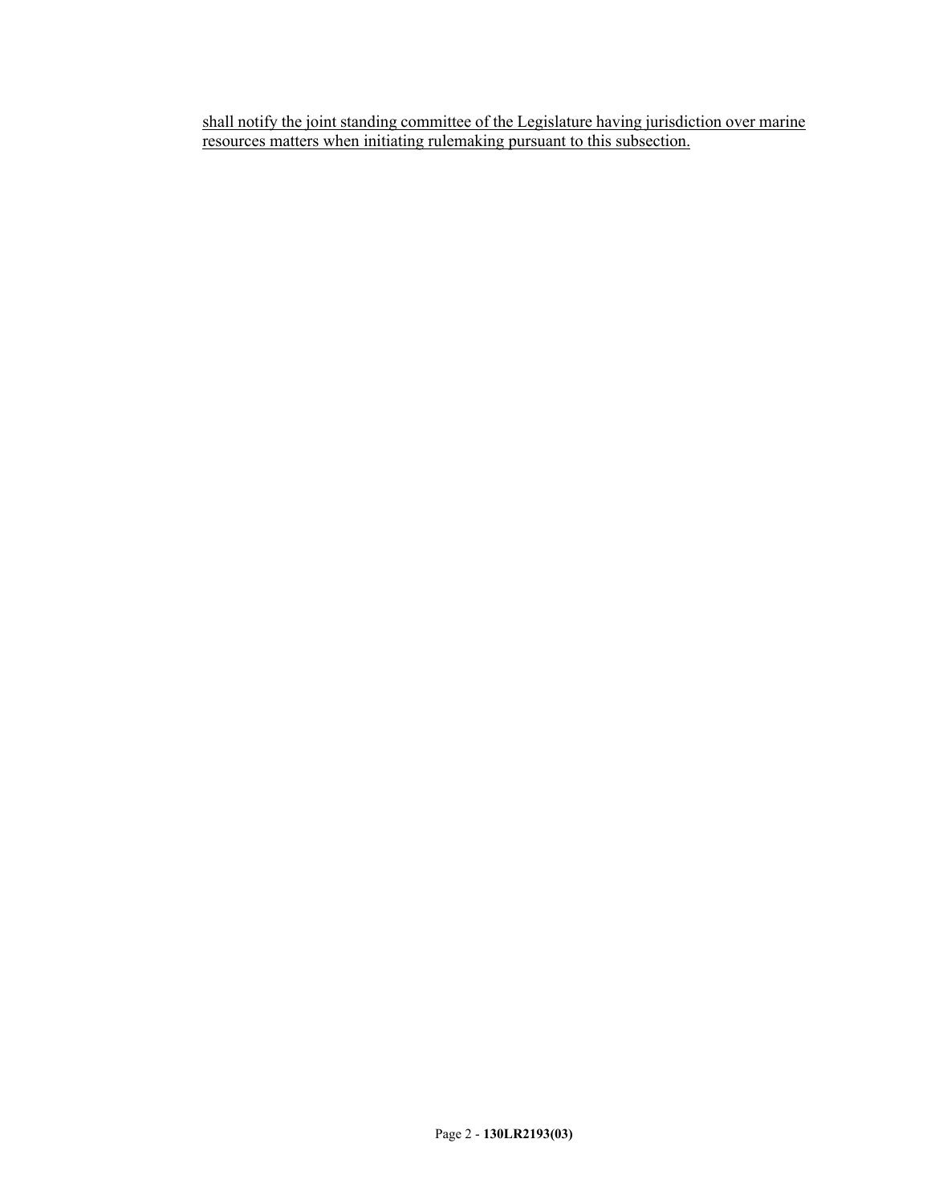shall notify the joint standing committee of the Legislature having jurisdiction over marine resources matters when initiating rulemaking pursuant to this subsection.